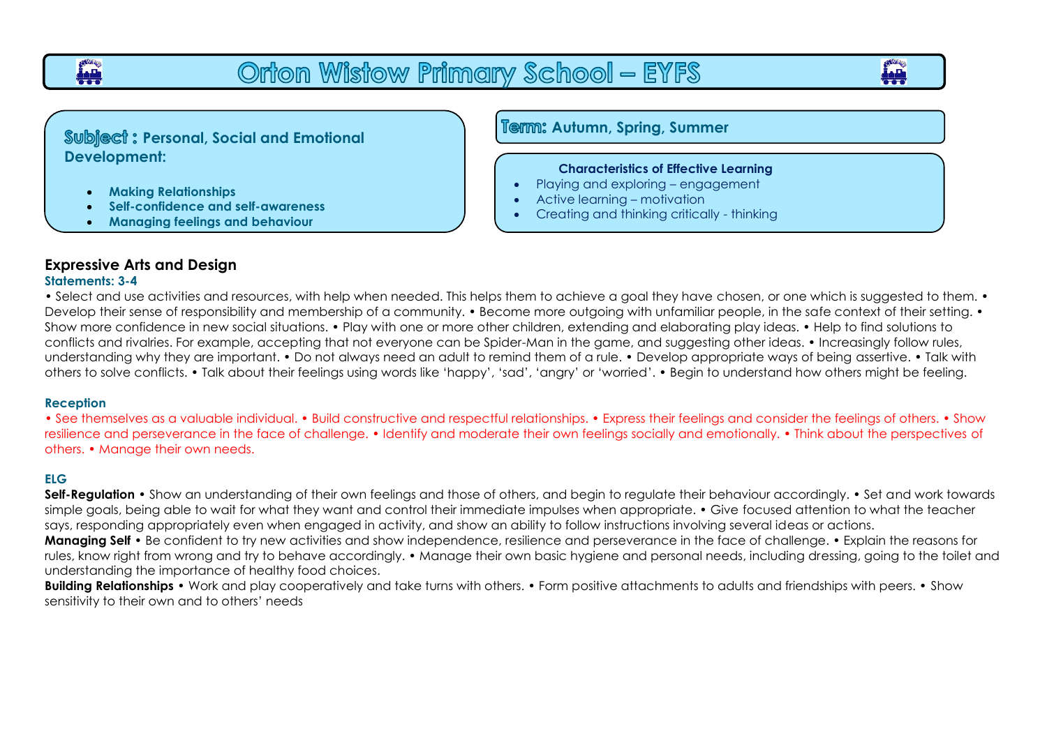# Orton Wistow Primary School – EYFS

**Subject : Personal, Social and Emotional Development:**

- **Making Relationships**
- **Self-confidence and self-awareness**
- **Managing feelings and behaviour**

**Term: Autumn, Spring, Summer**

**Characteristics of Effective Learning**

- Playing and exploring – engagement
- Active learning – motivation
- Creating and thinking critically - thinking

## Expressive Arts and Design

### Statements: 3-4

• Select and use activities and resources, with help when needed. This helps them to achieve a goal they have chosen, or one which is suggested to them. • Develop their sense of responsibility and membership of a community. • Become more outgoing with unfamiliar people, in the safe context of their setting. • Show more confidence in new social situations. • Play with one or more other children, extending and elaborating play ideas. • Help to find solutions to conflicts and rivalries. For example, accepting that not everyone can be Spider-Man in the game, and suggesting other ideas. • Increasingly follow rules, understanding why they are important. • Do not always need an adult to remind them of a rule. • Develop appropriate ways of being assertive. • Talk with others to solve conflicts. • Talk about their feelings using words like 'happy', 'sad', 'angry' or 'worried'. • Begin to understand how others might be feeling.

### Reception

• See themselves as a valuable individual. • Build constructive and respectful relationships. • Express their feelings and consider the feelings of others. • Show resilience and perseverance in the face of challenge. • Identify and moderate their own feelings socially and emotionally. • Think about the perspectives of others. • Manage their own needs.

### ELG

**Self-Regulation** • Show an understanding of their own feelings and those of others, and begin to regulate their behaviour accordingly. • Set and work towards simple goals, being able to wait for what they want and control their immediate impulses when appropriate. • Give focused attention to what the teacher says, responding appropriately even when engaged in activity, and show an ability to follow instructions involving several ideas or actions.

**Managing Self** • Be confident to try new activities and show independence, resilience and perseverance in the face of challenge. • Explain the reasons for rules, know right from wrong and try to behave accordingly. • Manage their own basic hygiene and personal needs, including dressing, going to the toilet and understanding the importance of healthy food choices.

**Building Relationships** • Work and play cooperatively and take turns with others. • Form positive attachments to adults and friendships with peers. • Show sensitivity to their own and to others' needs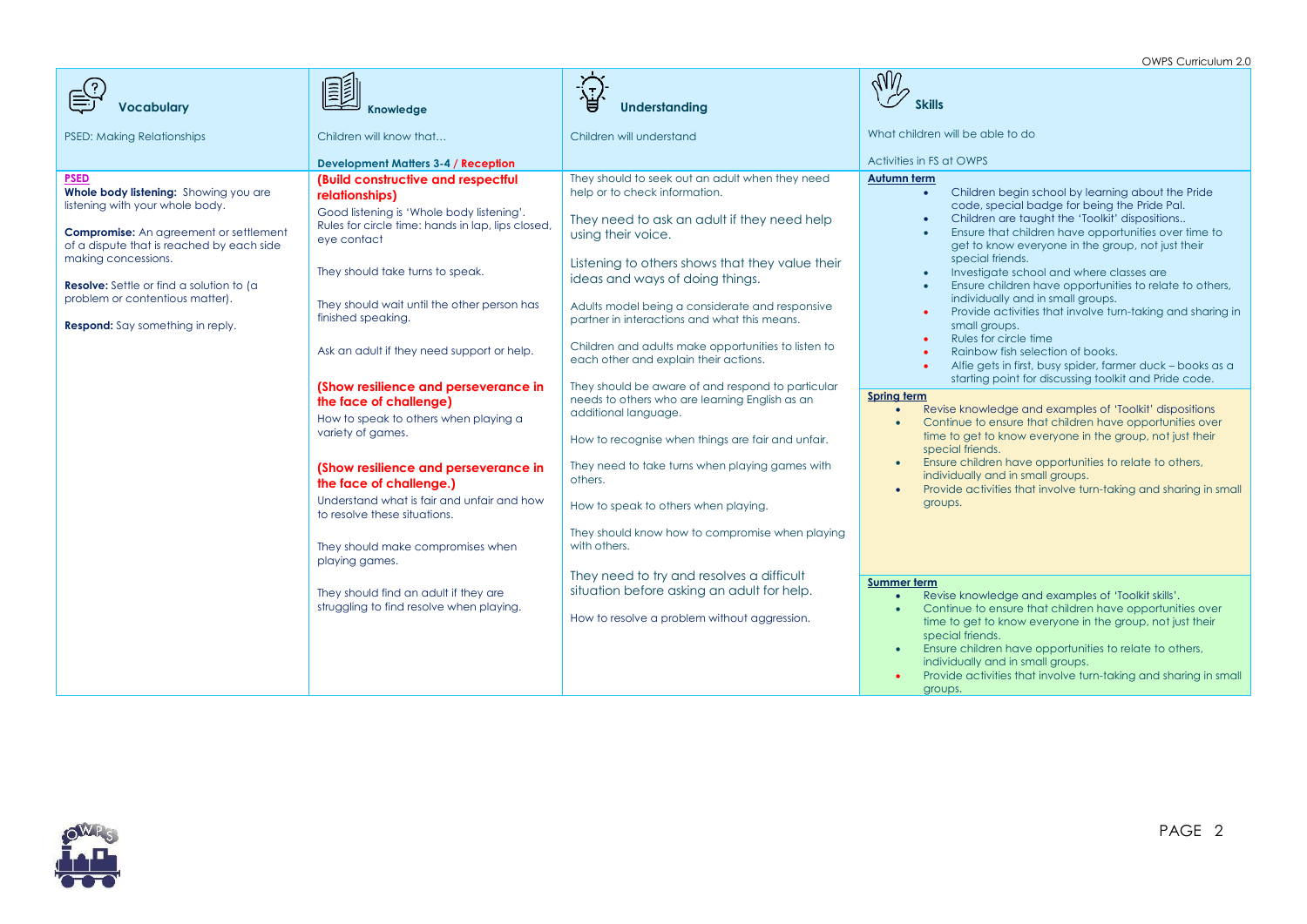| Vocabulary | Knowledge | Understanding | Skills |
|---|---|---|---|
| PSED: Making Relationships | Children will know that…<br><br>**Development Matters 3-4 / Reception** | Children will understand | What children will be able to do<br><br>Activities in FS at OWPS |
| **PSED**<br>**Whole body listening:** Showing you are listening with your whole body.<br><br>**Compromise:** An agreement or settlement of a dispute that is reached by each side making concessions.<br><br>**Resolve:** Settle or find a solution to (a problem or contentious matter).<br><br>**Respond:** Say something in reply. | **(Build constructive and respectful relationships)**<br>Good listening is 'Whole body listening'. Rules for circle time: hands in lap, lips closed, eye contact<br><br>They should take turns to speak.<br><br>They should wait until the other person has finished speaking.<br><br>Ask an adult if they need support or help.<br><br>**(Show resilience and perseverance in the face of challenge)**<br>How to speak to others when playing a variety of games.<br><br>**(Show resilience and perseverance in the face of challenge.)**<br>Understand what is fair and unfair and how to resolve these situations.<br><br>They should make compromises when playing games.<br><br>They should find an adult if they are struggling to find resolve when playing. | They should to seek out an adult when they need help or to check information.<br><br>They need to ask an adult if they need help using their voice.<br><br>Listening to others shows that they value their ideas and ways of doing things.<br><br>Adults model being a considerate and responsive partner in interactions and what this means.<br><br>Children and adults make opportunities to listen to each other and explain their actions.<br><br>They should be aware of and respond to particular needs to others who are learning English as an additional language.<br><br>How to recognise when things are fair and unfair.<br><br>They need to take turns when playing games with others.<br><br>How to speak to others when playing.<br><br>They should know how to compromise when playing with others.<br><br>They need to try and resolves a difficult situation before asking an adult for help.<br><br>How to resolve a problem without aggression. | **Autumn term**<br>• Children begin school by learning about the Pride code, special badge for being the Pride Pal.<br>• Children are taught the 'Toolkit' dispositions..<br>• Ensure that children have opportunities over time to get to know everyone in the group, not just their special friends.<br>• Investigate school and where classes are<br>• Ensure children have opportunities to relate to others, individually and in small groups.<br>• Provide activities that involve turn-taking and sharing in small groups.<br>• Rules for circle time<br>• Rainbow fish selection of books.<br>• Alfie gets in first, busy spider, farmer duck – books as a starting point for discussing toolkit and Pride code.<br><br>**Spring term**<br>• Revise knowledge and examples of 'Toolkit' dispositions<br>• Continue to ensure that children have opportunities over time to get to know everyone in the group, not just their special friends.<br>• Ensure children have opportunities to relate to others, individually and in small groups.<br>• Provide activities that involve turn-taking and sharing in small groups.<br><br>**Summer term**<br>• Revise knowledge and examples of 'Toolkit skills'.<br>• Continue to ensure that children have opportunities over time to get to know everyone in the group, not just their special friends.<br>• Ensure children have opportunities to relate to others, individually and in small groups.<br>• Provide activities that involve turn-taking and sharing in small groups. |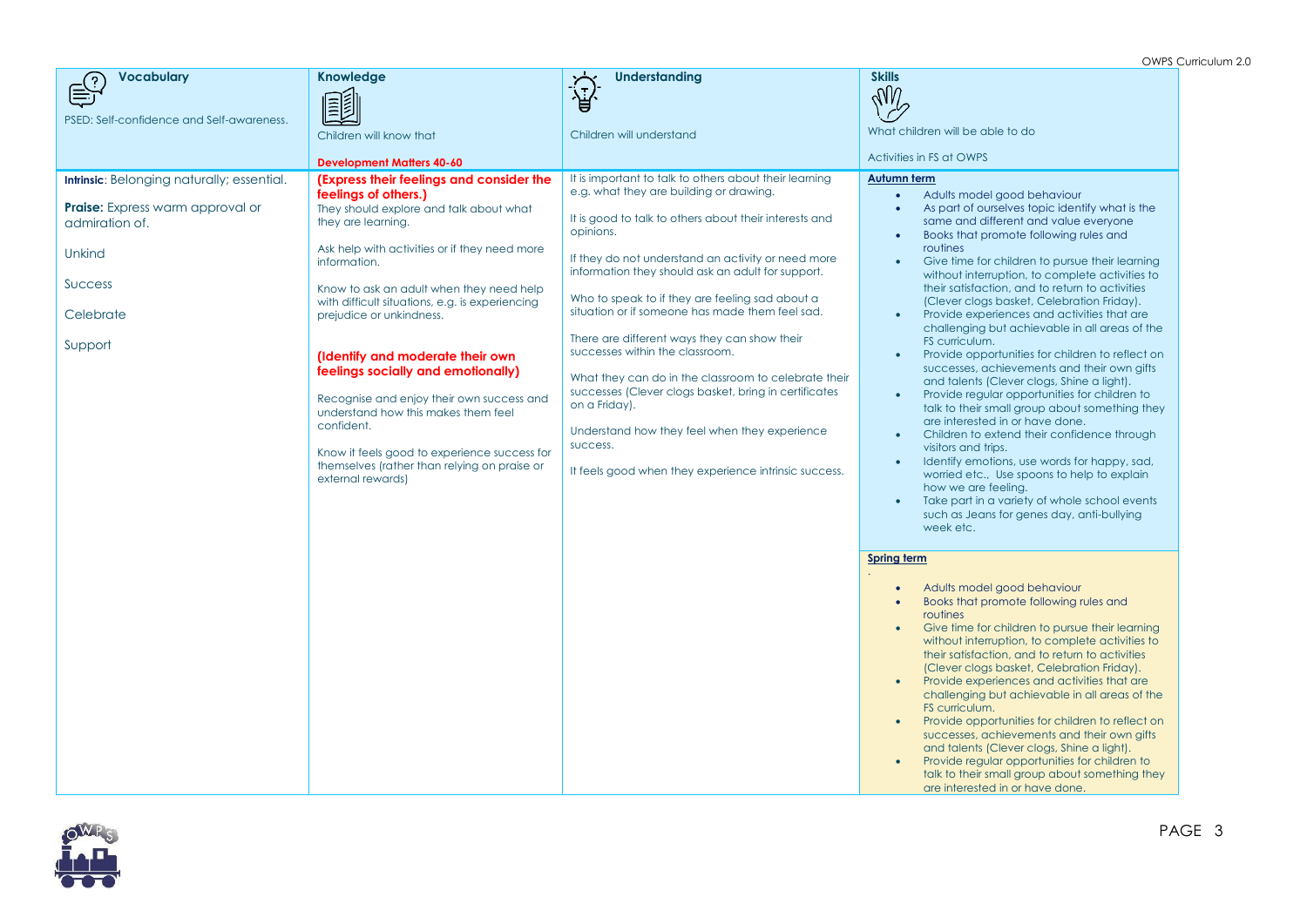| Vocabulary | Knowledge | Understanding | Skills |
|---|---|---|---|
| PSED: Self-confidence and Self-awareness. | Children will know that<br><br>**Development Matters 40-60** | Children will understand | What children will be able to do<br><br>Activities in FS at OWPS |
| **Intrinsic**: Belonging naturally; essential.<br><br>**Praise:** Express warm approval or admiration of.<br><br>Unkind<br><br>Success<br><br>Celebrate<br><br>Support | **(Express their feelings and consider the feelings of others.)**<br>They should explore and talk about what they are learning.<br><br>Ask help with activities or if they need more information.<br><br>Know to ask an adult when they need help with difficult situations, e.g. is experiencing prejudice or unkindness.<br><br>**(Identify and moderate their own feelings socially and emotionally)**<br><br>Recognise and enjoy their own success and understand how this makes them feel confident.<br><br>Know it feels good to experience success for themselves (rather than relying on praise or external rewards) | It is important to talk to others about their learning e.g. what they are building or drawing.<br><br>It is good to talk to others about their interests and opinions.<br><br>If they do not understand an activity or need more information they should ask an adult for support.<br><br>Who to speak to if they are feeling sad about a situation or if someone has made them feel sad.<br><br>There are different ways they can show their successes within the classroom.<br><br>What they can do in the classroom to celebrate their successes (Clever clogs basket, bring in certificates on a Friday).<br><br>Understand how they feel when they experience success.<br><br>It feels good when they experience intrinsic success. | **Autumn term**<br>• Adults model good behaviour<br>• As part of ourselves topic identify what is the same and different and value everyone<br>• Books that promote following rules and routines<br>• Give time for children to pursue their learning without interruption, to complete activities to their satisfaction, and to return to activities (Clever clogs basket, Celebration Friday).<br>• Provide experiences and activities that are challenging but achievable in all areas of the FS curriculum.<br>• Provide opportunities for children to reflect on successes, achievements and their own gifts and talents (Clever clogs, Shine a light).<br>• Provide regular opportunities for children to talk to their small group about something they are interested in or have done.<br>• Children to extend their confidence through visitors and trips.<br>• Identify emotions, use words for happy, sad, worried etc., Use spoons to help to explain how we are feeling.<br>• Take part in a variety of whole school events such as Jeans for genes day, anti-bullying week etc.<br><br>**Spring term**<br>.<br>• Adults model good behaviour<br>• Books that promote following rules and routines<br>• Give time for children to pursue their learning without interruption, to complete activities to their satisfaction, and to return to activities (Clever clogs basket, Celebration Friday).<br>• Provide experiences and activities that are challenging but achievable in all areas of the FS curriculum.<br>• Provide opportunities for children to reflect on successes, achievements and their own gifts and talents (Clever clogs, Shine a light).<br>• Provide regular opportunities for children to talk to their small group about something they are interested in or have done. |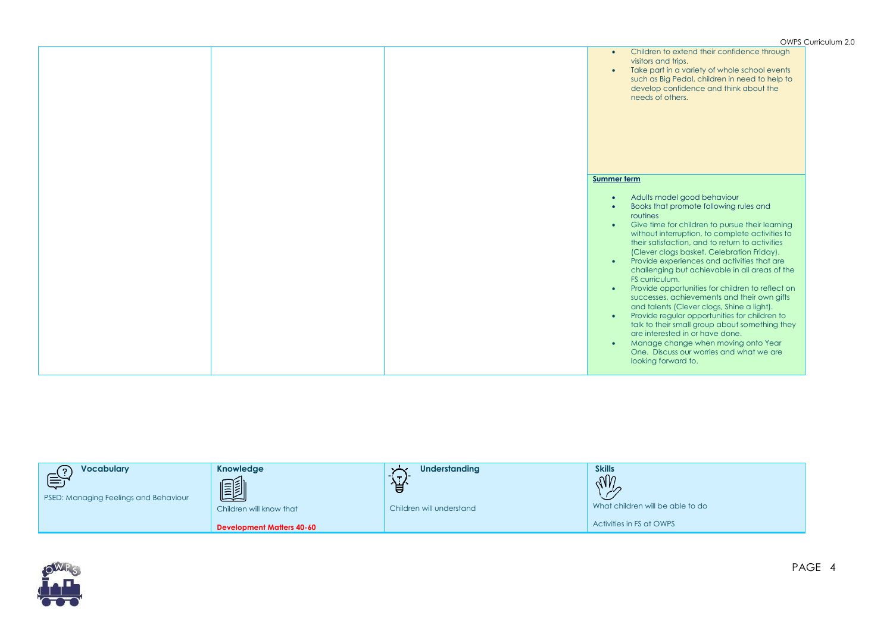| | | | |
|---|---|---|---|
| | | | <ul><li>Children to extend their confidence through visitors and trips.</li><li>Take part in a variety of whole school events such as Big Pedal, children in need to help to develop confidence and think about the needs of others.</li></ul> |
| | | | **Summer term**<ul><li>Adults model good behaviour</li><li>Books that promote following rules and routines</li><li>Give time for children to pursue their learning without interruption, to complete activities to their satisfaction, and to return to activities (Clever clogs basket, Celebration Friday).</li><li>Provide experiences and activities that are challenging but achievable in all areas of the FS curriculum.</li><li>Provide opportunities for children to reflect on successes, achievements and their own gifts and talents (Clever clogs, Shine a light).</li><li>Provide regular opportunities for children to talk to their small group about something they are interested in or have done.</li><li>Manage change when moving onto Year One. Discuss our worries and what we are looking forward to.</li></ul> |

| **Vocabulary** | **Knowledge** | **Understanding** | **Skills** |
|---|---|---|---|
| PSED: Managing Feelings and Behaviour | Children will know that<br><br>**Development Matters 40-60** | Children will understand | What children will be able to do<br><br>Activities in FS at OWPS |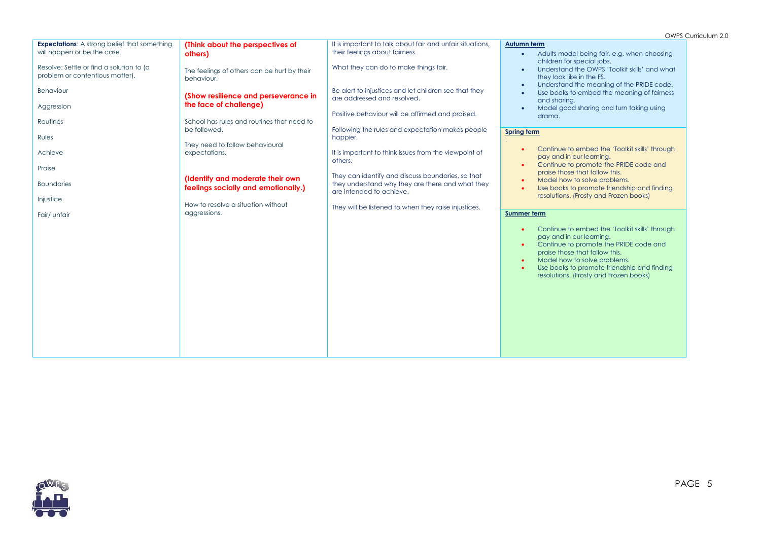| | | | |
|---|---|---|---|
| **Expectations**: A strong belief that something will happen or be the case.<br><br>Resolve: Settle or find a solution to (a problem or contentious matter).<br><br>Behaviour<br><br>Aggression<br><br>Routines<br><br>Rules<br><br>Achieve<br><br>Praise<br><br>Boundaries<br><br>Injustice<br><br>Fair/ unfair | **(Think about the perspectives of others)**<br><br>The feelings of others can be hurt by their behaviour.<br><br>**(Show resilience and perseverance in the face of challenge)**<br><br>School has rules and routines that need to be followed.<br><br>They need to follow behavioural expectations.<br><br>**(Identify and moderate their own feelings socially and emotionally.)**<br><br>How to resolve a situation without aggressions. | It is important to talk about fair and unfair situations, their feelings about fairness.<br><br>What they can do to make things fair.<br><br>Be alert to injustices and let children see that they are addressed and resolved.<br><br>Positive behaviour will be affirmed and praised.<br><br>Following the rules and expectation makes people happier.<br><br>It is important to think issues from the viewpoint of others.<br><br>They can identify and discuss boundaries, so that they understand why they are there and what they are intended to achieve.<br><br>They will be listened to when they raise injustices. | **Autumn term**<br>• Adults model being fair, e.g. when choosing children for special jobs.<br>• Understand the OWPS 'Toolkit skills' and what they look like in the FS.<br>• Understand the meaning of the PRIDE code.<br>• Use books to embed the meaning of fairness and sharing.<br>• Model good sharing and turn taking using drama.<br><br>**Spring term**<br>.<br>• Continue to embed the 'Toolkit skills' through pay and in our learning.<br>• Continue to promote the PRIDE code and praise those that follow this.<br>• Model how to solve problems.<br>• Use books to promote friendship and finding resolutions. (Frosty and Frozen books)<br><br>**Summer term**<br>• Continue to embed the 'Toolkit skills' through pay and in our learning.<br>• Continue to promote the PRIDE code and praise those that follow this.<br>• Model how to solve problems.<br>• Use books to promote friendship and finding resolutions. (Frosty and Frozen books) |